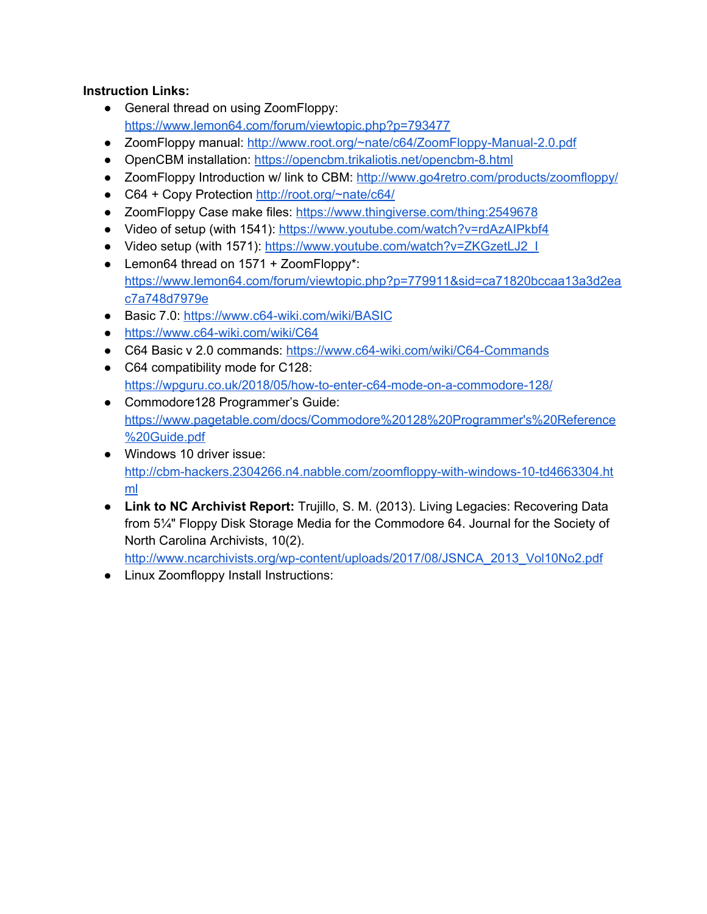**Instruction Links:**

- General thread on using ZoomFloppy: https://www.lemon64.com/forum/viewtopic.php?p=793477
- ZoomFloppy manual: http://www.root.org/~nate/c64/ZoomFloppy-Manual-2.0.pdf
- OpenCBM installation: https://opencbm.trikaliotis.net/opencbm-8.html
- ZoomFloppy Introduction w/ link to CBM: http://www.go4retro.com/products/zoomfloppy/
- C64 + Copy Protection http://root.org/~nate/c64/
- ZoomFloppy Case make files: https://www.thingiverse.com/thing:2549678
- Video of setup (with 1541): https://www.youtube.com/watch?v=rdAzAIPkbf4
- Video setup (with 1571): https://www.youtube.com/watch?v=ZKGzetLJ2_I
- Lemon64 thread on 1571 + ZoomFloppy*: https://www.lemon64.com/forum/viewtopic.php?p=779911&sid=ca71820bccaa13a3d2eac7a748d7979e
- Basic 7.0: https://www.c64-wiki.com/wiki/BASIC
- https://www.c64-wiki.com/wiki/C64
- C64 Basic v 2.0 commands: https://www.c64-wiki.com/wiki/C64-Commands
- C64 compatibility mode for C128: https://wpguru.co.uk/2018/05/how-to-enter-c64-mode-on-a-commodore-128/
- Commodore128 Programmer's Guide: https://www.pagetable.com/docs/Commodore%20128%20Programmer's%20Reference%20Guide.pdf
- Windows 10 driver issue: http://cbm-hackers.2304266.n4.nabble.com/zoomfloppy-with-windows-10-td4663304.html
- **Link to NC Archivist Report:** Trujillo, S. M. (2013). Living Legacies: Recovering Data from 5¼" Floppy Disk Storage Media for the Commodore 64. Journal for the Society of North Carolina Archivists, 10(2). http://www.ncarchivists.org/wp-content/uploads/2017/08/JSNCA_2013_Vol10No2.pdf
- Linux Zoomfloppy Install Instructions: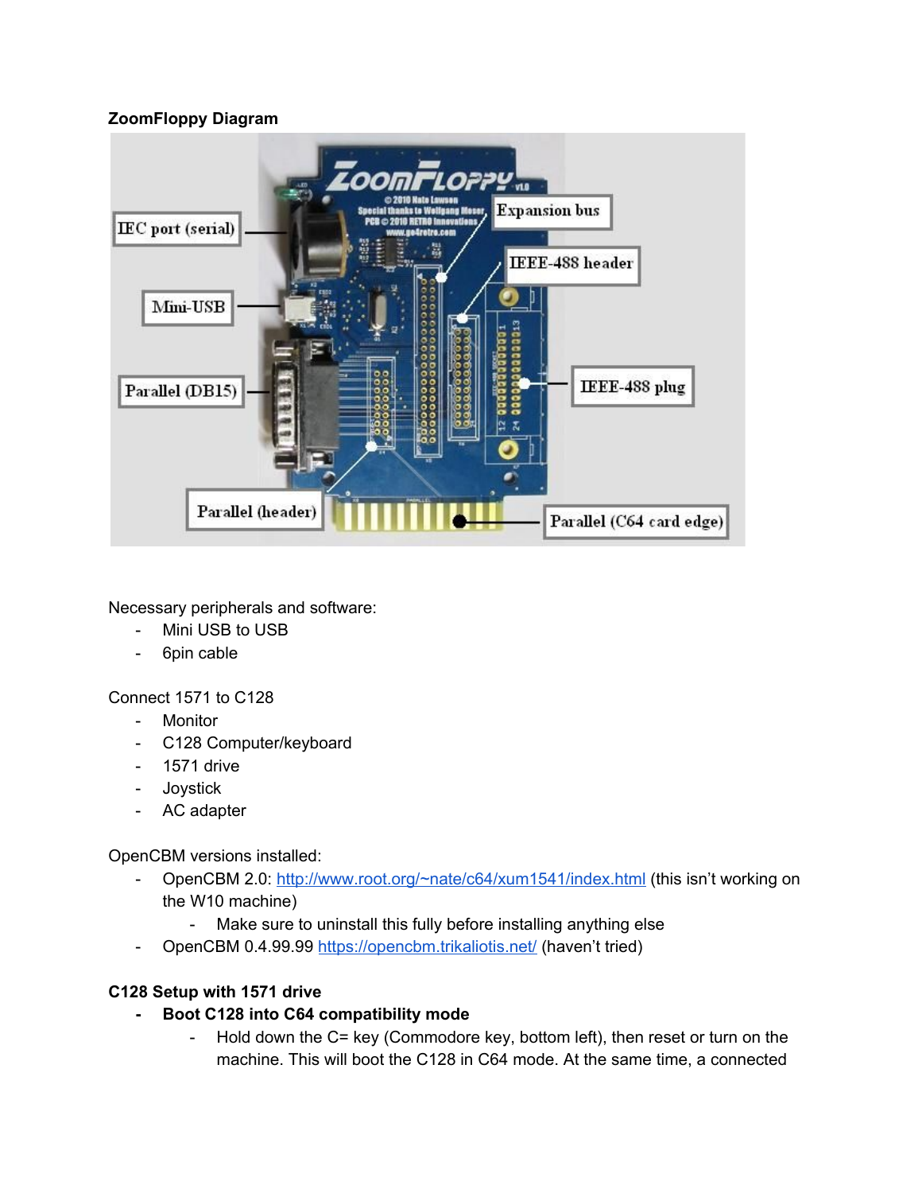**ZoomFloppy Diagram**

Necessary peripherals and software:

- Mini USB to USB
- 6pin cable

Connect 1571 to C128

- Monitor
- C128 Computer/keyboard
- 1571 drive
- Joystick
- AC adapter

OpenCBM versions installed:

- OpenCBM 2.0: [http://www.root.org/~nate/c64/xum1541/index.html](http://www.root.org/~nate/c64/xum1541/index.html) (this isn't working on the W10 machine)
    - Make sure to uninstall this fully before installing anything else
- OpenCBM 0.4.99.99 [https://opencbm.trikaliotis.net/](https://opencbm.trikaliotis.net/) (haven't tried)

**C128 Setup with 1571 drive**

- **Boot C128 into C64 compatibility mode**
    - Hold down the C= key (Commodore key, bottom left), then reset or turn on the machine. This will boot the C128 in C64 mode. At the same time, a connected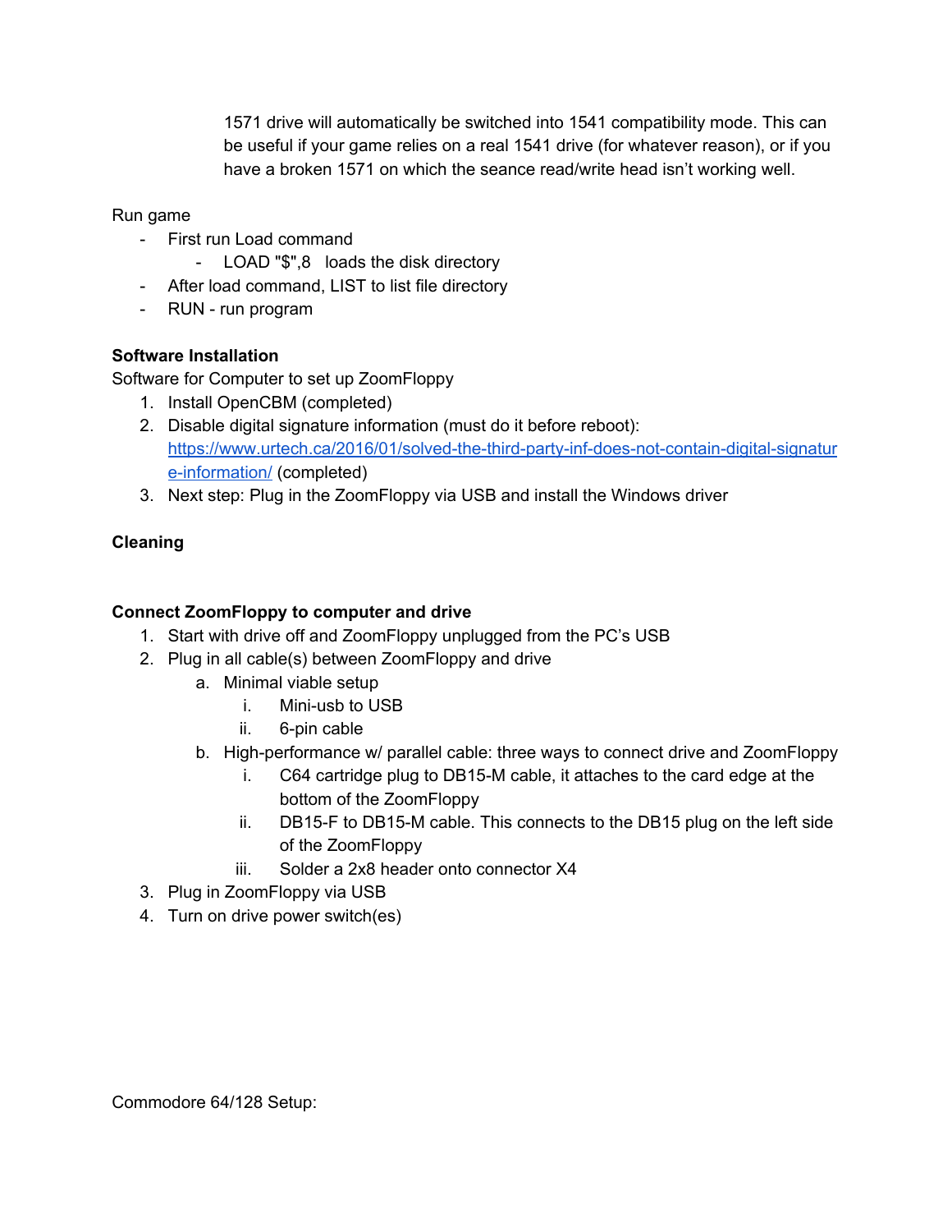1571 drive will automatically be switched into 1541 compatibility mode. This can be useful if your game relies on a real 1541 drive (for whatever reason), or if you have a broken 1571 on which the seance read/write head isn't working well.

Run game

- First run Load command
    - LOAD "$",8   loads the disk directory
- After load command, LIST to list file directory
- RUN - run program

**Software Installation**

Software for Computer to set up ZoomFloppy

1. Install OpenCBM (completed)
2. Disable digital signature information (must do it before reboot): [https://www.urtech.ca/2016/01/solved-the-third-party-inf-does-not-contain-digital-signature-information/](https://www.urtech.ca/2016/01/solved-the-third-party-inf-does-not-contain-digital-signature-information/) (completed)
3. Next step: Plug in the ZoomFloppy via USB and install the Windows driver

**Cleaning**

**Connect ZoomFloppy to computer and drive**

1. Start with drive off and ZoomFloppy unplugged from the PC's USB
2. Plug in all cable(s) between ZoomFloppy and drive
    a. Minimal viable setup
        i. Mini-usb to USB
        ii. 6-pin cable
    b. High-performance w/ parallel cable: three ways to connect drive and ZoomFloppy
        i. C64 cartridge plug to DB15-M cable, it attaches to the card edge at the bottom of the ZoomFloppy
        ii. DB15-F to DB15-M cable. This connects to the DB15 plug on the left side of the ZoomFloppy
        iii. Solder a 2x8 header onto connector X4
3. Plug in ZoomFloppy via USB
4. Turn on drive power switch(es)

Commodore 64/128 Setup: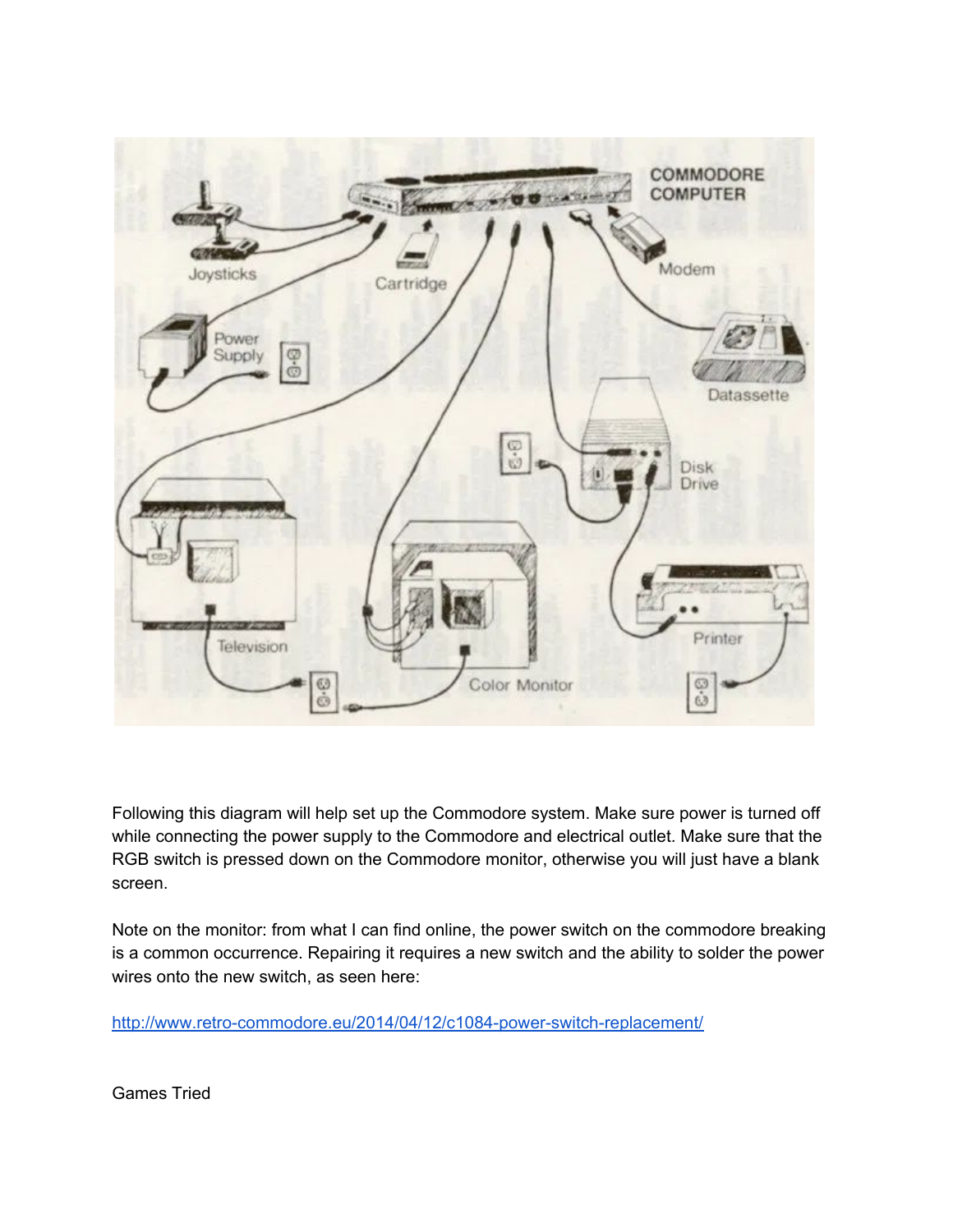Following this diagram will help set up the Commodore system. Make sure power is turned off while connecting the power supply to the Commodore and electrical outlet. Make sure that the RGB switch is pressed down on the Commodore monitor, otherwise you will just have a blank screen.

Note on the monitor: from what I can find online, the power switch on the commodore breaking is a common occurrence. Repairing it requires a new switch and the ability to solder the power wires onto the new switch, as seen here:

[http://www.retro-commodore.eu/2014/04/12/c1084-power-switch-replacement/](http://www.retro-commodore.eu/2014/04/12/c1084-power-switch-replacement/)

Games Tried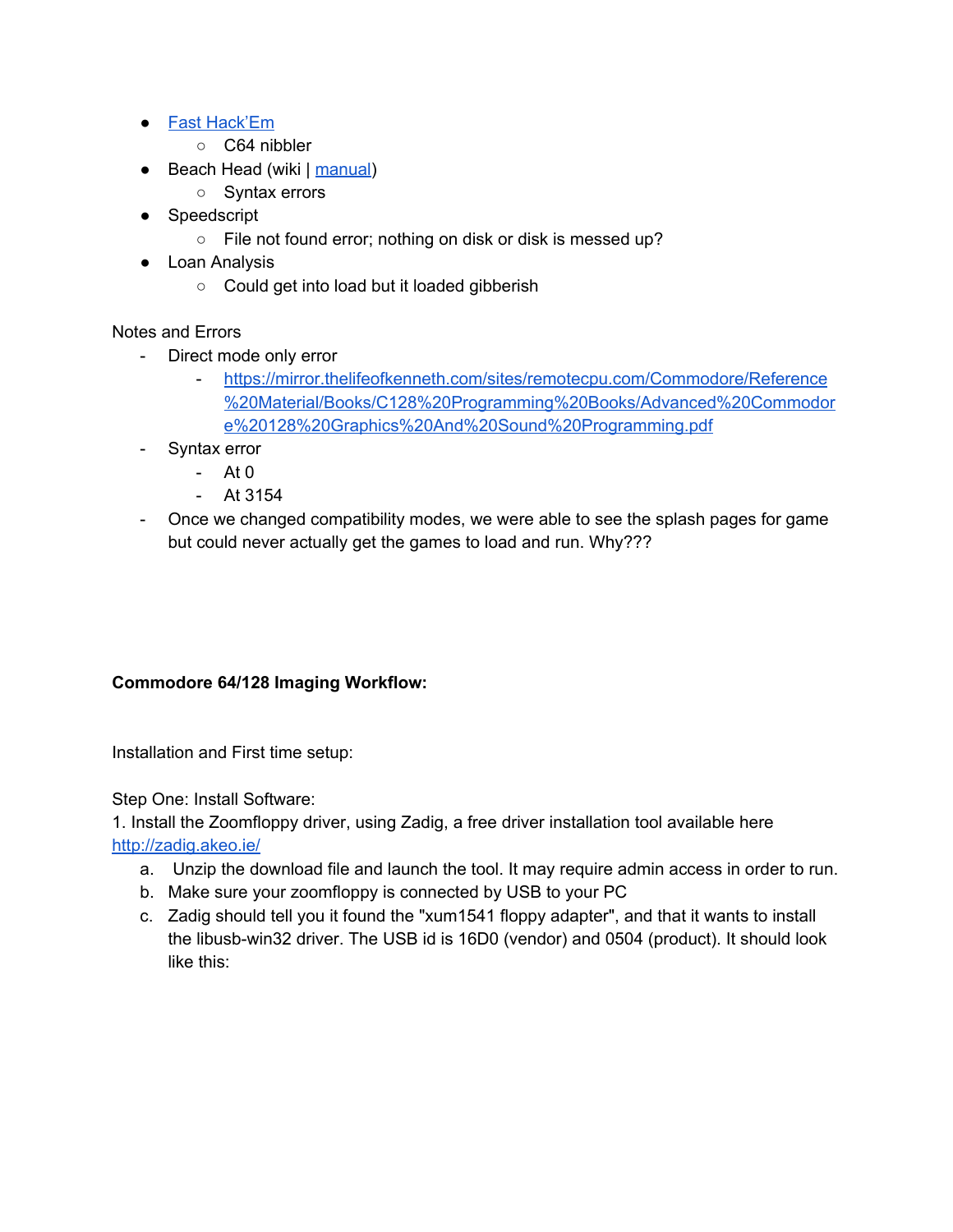- [Fast Hack'Em](#)
  - C64 nibbler
- Beach Head (wiki | [manual](#))
  - Syntax errors
- Speedscript
  - File not found error; nothing on disk or disk is messed up?
- Loan Analysis
  - Could get into load but it loaded gibberish

Notes and Errors

- Direct mode only error
  - https://mirror.thelifeofkenneth.com/sites/remotecpu.com/Commodore/Reference%20Material/Books/C128%20Programming%20Books/Advanced%20Commodore%20128%20Graphics%20And%20Sound%20Programming.pdf
- Syntax error
  - At 0
  - At 3154
- Once we changed compatibility modes, we were able to see the splash pages for game but could never actually get the games to load and run. Why???

**Commodore 64/128 Imaging Workflow:**

Installation and First time setup:

Step One: Install Software:

1. Install the Zoomfloppy driver, using Zadig, a free driver installation tool available here http://zadig.akeo.ie/
   a. Unzip the download file and launch the tool. It may require admin access in order to run.
   b. Make sure your zoomfloppy is connected by USB to your PC
   c. Zadig should tell you it found the "xum1541 floppy adapter", and that it wants to install the libusb-win32 driver. The USB id is 16D0 (vendor) and 0504 (product). It should look like this: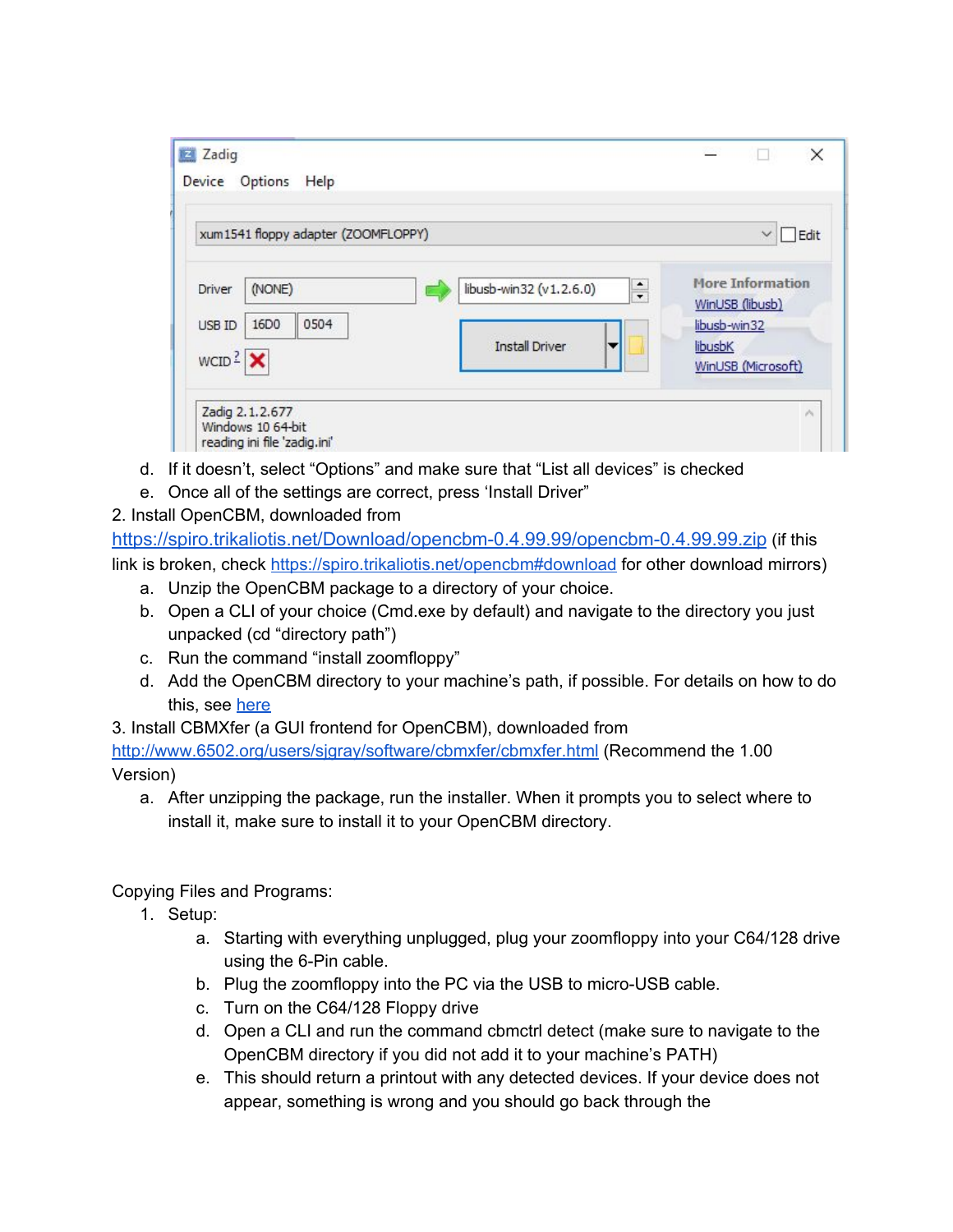d. If it doesn't, select "Options" and make sure that "List all devices" is checked

e. Once all of the settings are correct, press 'Install Driver'

2. Install OpenCBM, downloaded from [https://spiro.trikaliotis.net/Download/opencbm-0.4.99.99/opencbm-0.4.99.99.zip](https://spiro.trikaliotis.net/Download/opencbm-0.4.99.99/opencbm-0.4.99.99.zip) (if this link is broken, check [https://spiro.trikaliotis.net/opencbm#download](https://spiro.trikaliotis.net/opencbm#download) for other download mirrors)
   a. Unzip the OpenCBM package to a directory of your choice.
   b. Open a CLI of your choice (Cmd.exe by default) and navigate to the directory you just unpacked (cd "directory path")
   c. Run the command "install zoomfloppy"
   d. Add the OpenCBM directory to your machine's path, if possible. For details on how to do this, see here

3. Install CBMXfer (a GUI frontend for OpenCBM), downloaded from [http://www.6502.org/users/sjgray/software/cbmxfer/cbmxfer.html](http://www.6502.org/users/sjgray/software/cbmxfer/cbmxfer.html) (Recommend the 1.00 Version)
   a. After unzipping the package, run the installer. When it prompts you to select where to install it, make sure to install it to your OpenCBM directory.

Copying Files and Programs:

1. Setup:
   a. Starting with everything unplugged, plug your zoomfloppy into your C64/128 drive using the 6-Pin cable.
   b. Plug the zoomfloppy into the PC via the USB to micro-USB cable.
   c. Turn on the C64/128 Floppy drive
   d. Open a CLI and run the command cbmctrl detect (make sure to navigate to the OpenCBM directory if you did not add it to your machine's PATH)
   e. This should return a printout with any detected devices. If your device does not appear, something is wrong and you should go back through the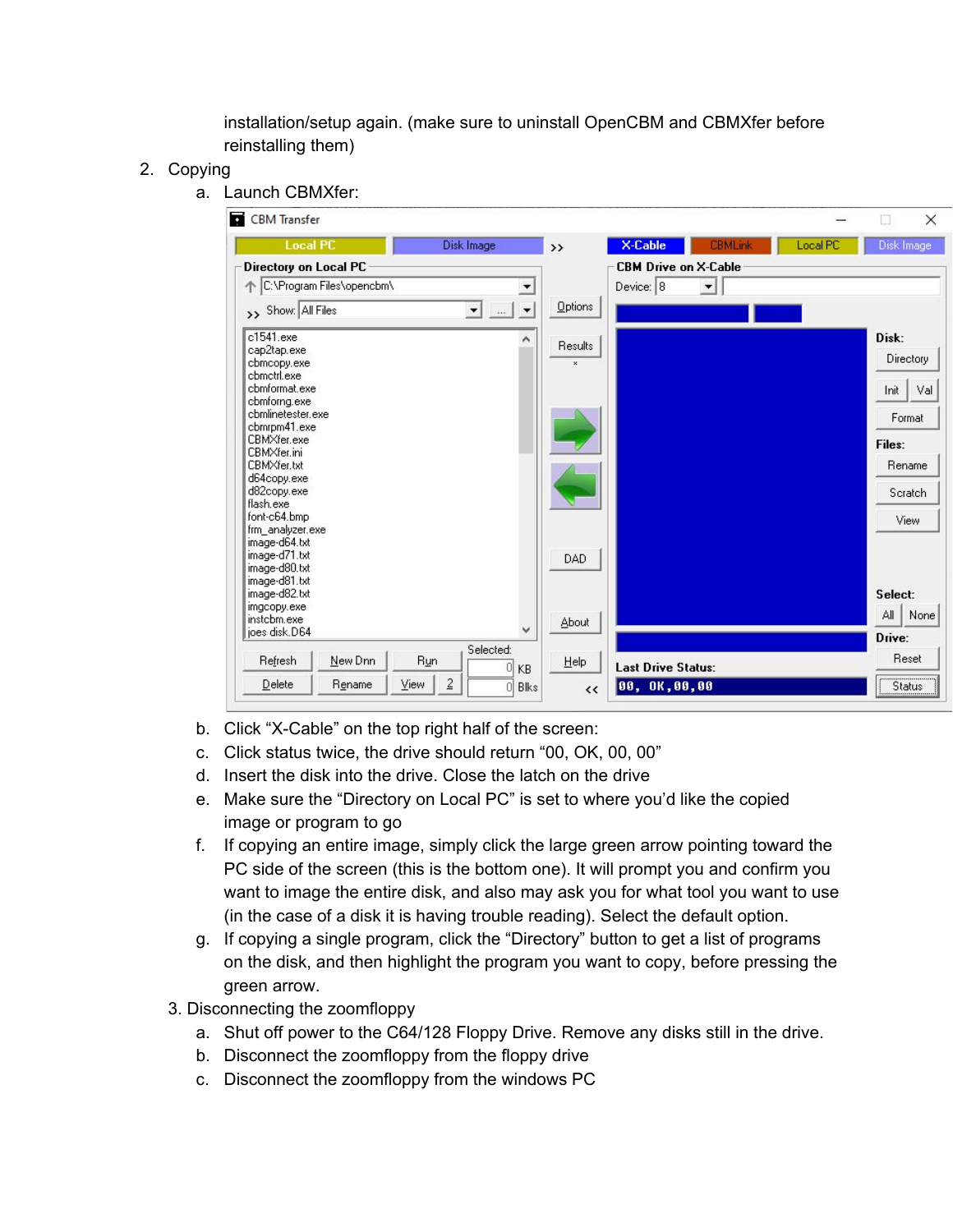installation/setup again. (make sure to uninstall OpenCBM and CBMXfer before reinstalling them)

2. Copying
   a. Launch CBMXfer:
   b. Click "X-Cable" on the top right half of the screen:
   c. Click status twice, the drive should return "00, OK, 00, 00"
   d. Insert the disk into the drive. Close the latch on the drive
   e. Make sure the "Directory on Local PC" is set to where you'd like the copied image or program to go
   f. If copying an entire image, simply click the large green arrow pointing toward the PC side of the screen (this is the bottom one). It will prompt you and confirm you want to image the entire disk, and also may ask you for what tool you want to use (in the case of a disk it is having trouble reading). Select the default option.
   g. If copying a single program, click the "Directory" button to get a list of programs on the disk, and then highlight the program you want to copy, before pressing the green arrow.

3. Disconnecting the zoomfloppy
   a. Shut off power to the C64/128 Floppy Drive. Remove any disks still in the drive.
   b. Disconnect the zoomfloppy from the floppy drive
   c. Disconnect the zoomfloppy from the windows PC